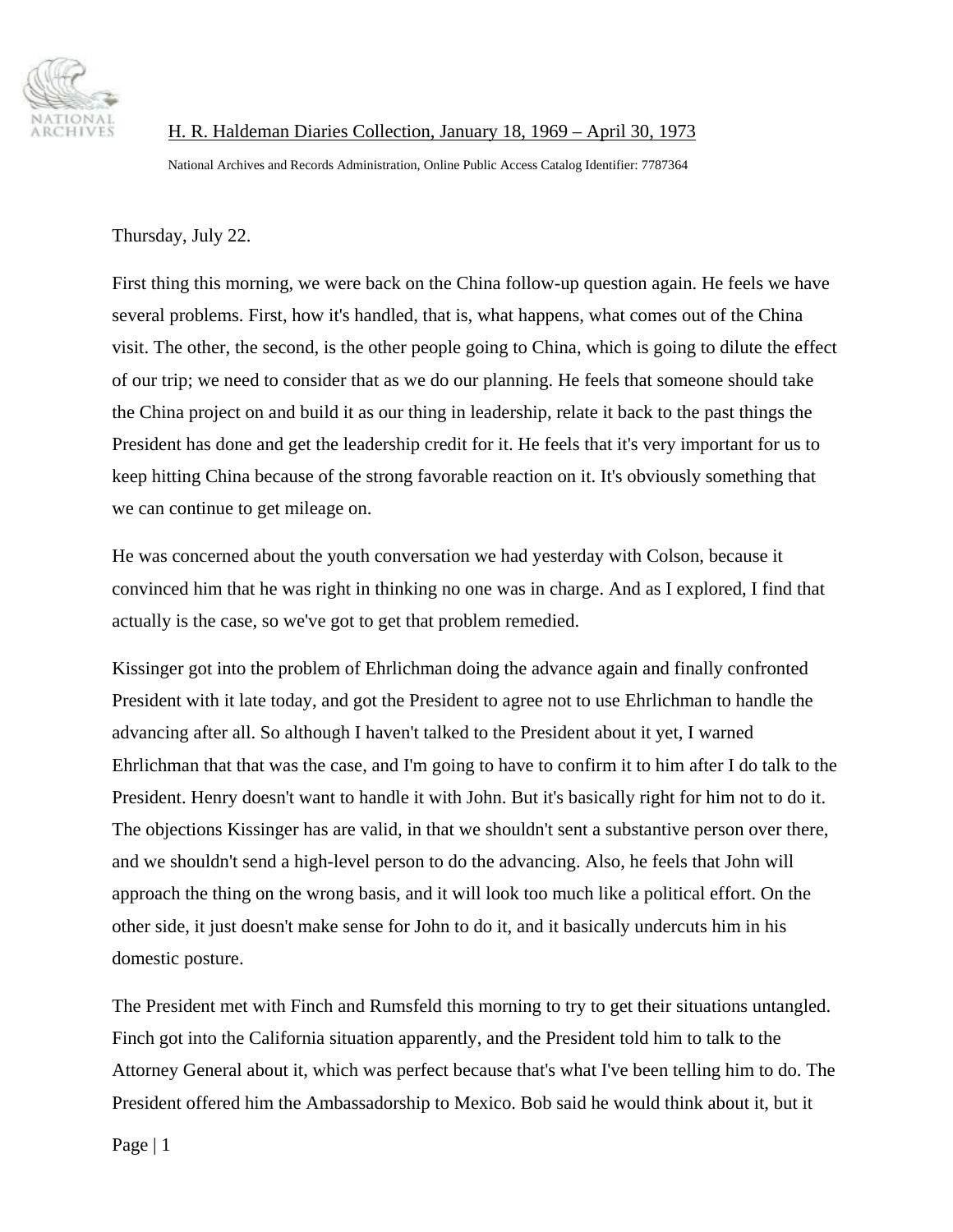H. R. Haldeman Diaries Collection, January 18, 1969 – April 30, 1973

National Archives and Records Administration, Online Public Access Catalog Identifier: 7787364

Thursday, July 22.

First thing this morning, we were back on the China follow-up question again. He feels we have several problems. First, how it's handled, that is, what happens, what comes out of the China visit. The other, the second, is the other people going to China, which is going to dilute the effect of our trip; we need to consider that as we do our planning. He feels that someone should take the China project on and build it as our thing in leadership, relate it back to the past things the President has done and get the leadership credit for it. He feels that it's very important for us to keep hitting China because of the strong favorable reaction on it. It's obviously something that we can continue to get mileage on.

He was concerned about the youth conversation we had yesterday with Colson, because it convinced him that he was right in thinking no one was in charge. And as I explored, I find that actually is the case, so we've got to get that problem remedied.

Kissinger got into the problem of Ehrlichman doing the advance again and finally confronted President with it late today, and got the President to agree not to use Ehrlichman to handle the advancing after all. So although I haven't talked to the President about it yet, I warned Ehrlichman that that was the case, and I'm going to have to confirm it to him after I do talk to the President. Henry doesn't want to handle it with John. But it's basically right for him not to do it. The objections Kissinger has are valid, in that we shouldn't sent a substantive person over there, and we shouldn't send a high-level person to do the advancing. Also, he feels that John will approach the thing on the wrong basis, and it will look too much like a political effort. On the other side, it just doesn't make sense for John to do it, and it basically undercuts him in his domestic posture.

The President met with Finch and Rumsfeld this morning to try to get their situations untangled. Finch got into the California situation apparently, and the President told him to talk to the Attorney General about it, which was perfect because that's what I've been telling him to do. The President offered him the Ambassadorship to Mexico. Bob said he would think about it, but it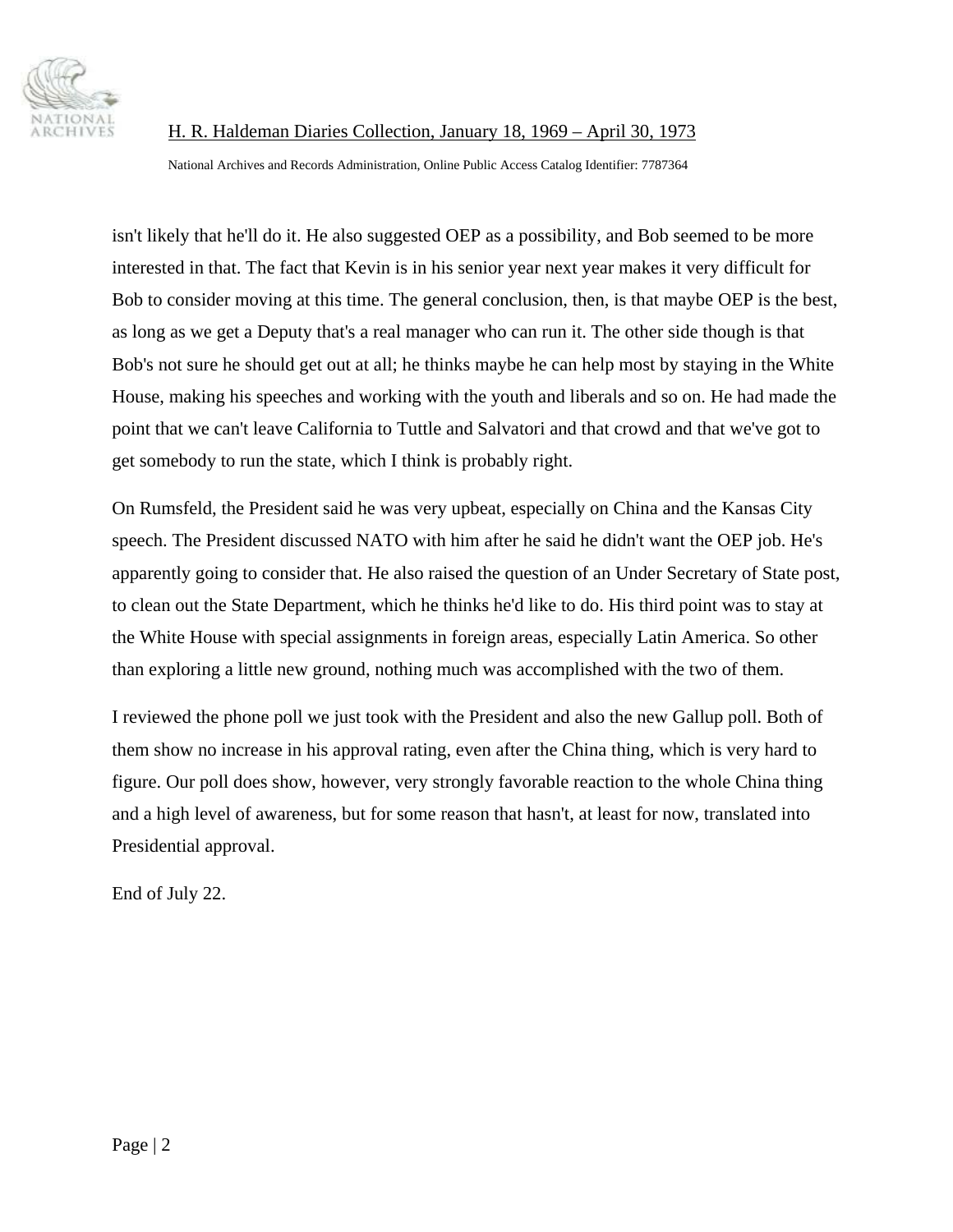isn't likely that he'll do it. He also suggested OEP as a possibility, and Bob seemed to be more interested in that. The fact that Kevin is in his senior year next year makes it very difficult for Bob to consider moving at this time. The general conclusion, then, is that maybe OEP is the best, as long as we get a Deputy that's a real manager who can run it. The other side though is that Bob's not sure he should get out at all; he thinks maybe he can help most by staying in the White House, making his speeches and working with the youth and liberals and so on. He had made the point that we can't leave California to Tuttle and Salvatori and that crowd and that we've got to get somebody to run the state, which I think is probably right.

On Rumsfeld, the President said he was very upbeat, especially on China and the Kansas City speech. The President discussed NATO with him after he said he didn't want the OEP job. He's apparently going to consider that. He also raised the question of an Under Secretary of State post, to clean out the State Department, which he thinks he'd like to do. His third point was to stay at the White House with special assignments in foreign areas, especially Latin America. So other than exploring a little new ground, nothing much was accomplished with the two of them.

I reviewed the phone poll we just took with the President and also the new Gallup poll. Both of them show no increase in his approval rating, even after the China thing, which is very hard to figure. Our poll does show, however, very strongly favorable reaction to the whole China thing and a high level of awareness, but for some reason that hasn't, at least for now, translated into Presidential approval.

End of July 22.